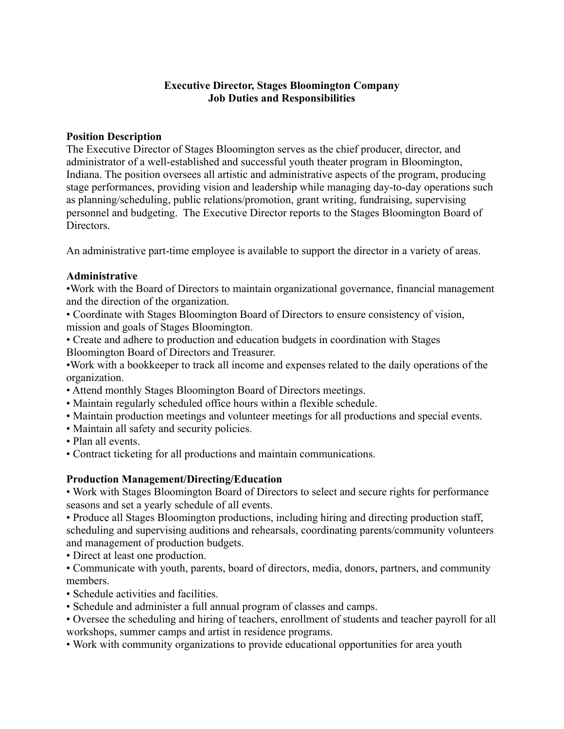**Executive Director, Stages Bloomington Company**
**Job Duties and Responsibilities**

### Position Description

The Executive Director of Stages Bloomington serves as the chief producer, director, and administrator of a well-established and successful youth theater program in Bloomington, Indiana. The position oversees all artistic and administrative aspects of the program, producing stage performances, providing vision and leadership while managing day-to-day operations such as planning/scheduling, public relations/promotion, grant writing, fundraising, supervising personnel and budgeting. The Executive Director reports to the Stages Bloomington Board of Directors.

An administrative part-time employee is available to support the director in a variety of areas.

### Administrative

- Work with the Board of Directors to maintain organizational governance, financial management and the direction of the organization.
- Coordinate with Stages Bloomington Board of Directors to ensure consistency of vision, mission and goals of Stages Bloomington.
- Create and adhere to production and education budgets in coordination with Stages Bloomington Board of Directors and Treasurer.
- Work with a bookkeeper to track all income and expenses related to the daily operations of the organization.
- Attend monthly Stages Bloomington Board of Directors meetings.
- Maintain regularly scheduled office hours within a flexible schedule.
- Maintain production meetings and volunteer meetings for all productions and special events.
- Maintain all safety and security policies.
- Plan all events.
- Contract ticketing for all productions and maintain communications.

### Production Management/Directing/Education

- Work with Stages Bloomington Board of Directors to select and secure rights for performance seasons and set a yearly schedule of all events.
- Produce all Stages Bloomington productions, including hiring and directing production staff, scheduling and supervising auditions and rehearsals, coordinating parents/community volunteers and management of production budgets.
- Direct at least one production.
- Communicate with youth, parents, board of directors, media, donors, partners, and community members.
- Schedule activities and facilities.
- Schedule and administer a full annual program of classes and camps.
- Oversee the scheduling and hiring of teachers, enrollment of students and teacher payroll for all workshops, summer camps and artist in residence programs.
- Work with community organizations to provide educational opportunities for area youth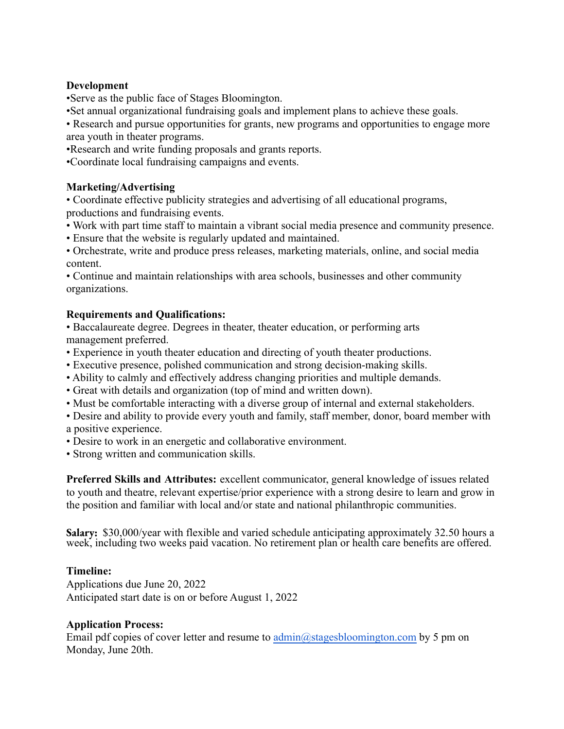**Development**

- Serve as the public face of Stages Bloomington.
- Set annual organizational fundraising goals and implement plans to achieve these goals.
- Research and pursue opportunities for grants, new programs and opportunities to engage more area youth in theater programs.
- Research and write funding proposals and grants reports.
- Coordinate local fundraising campaigns and events.

**Marketing/Advertising**

- Coordinate effective publicity strategies and advertising of all educational programs, productions and fundraising events.
- Work with part time staff to maintain a vibrant social media presence and community presence.
- Ensure that the website is regularly updated and maintained.
- Orchestrate, write and produce press releases, marketing materials, online, and social media content.
- Continue and maintain relationships with area schools, businesses and other community organizations.

**Requirements and Qualifications:**

- Baccalaureate degree. Degrees in theater, theater education, or performing arts management preferred.
- Experience in youth theater education and directing of youth theater productions.
- Executive presence, polished communication and strong decision-making skills.
- Ability to calmly and effectively address changing priorities and multiple demands.
- Great with details and organization (top of mind and written down).
- Must be comfortable interacting with a diverse group of internal and external stakeholders.
- Desire and ability to provide every youth and family, staff member, donor, board member with a positive experience.
- Desire to work in an energetic and collaborative environment.
- Strong written and communication skills.

**Preferred Skills and Attributes:** excellent communicator, general knowledge of issues related to youth and theatre, relevant expertise/prior experience with a strong desire to learn and grow in the position and familiar with local and/or state and national philanthropic communities.

**Salary:** $30,000/year with flexible and varied schedule anticipating approximately 32.50 hours a week, including two weeks paid vacation. No retirement plan or health care benefits are offered.

**Timeline:**

Applications due June 20, 2022

Anticipated start date is on or before August 1, 2022

**Application Process:**

Email pdf copies of cover letter and resume to admin@stagesbloomington.com by 5 pm on Monday, June 20th.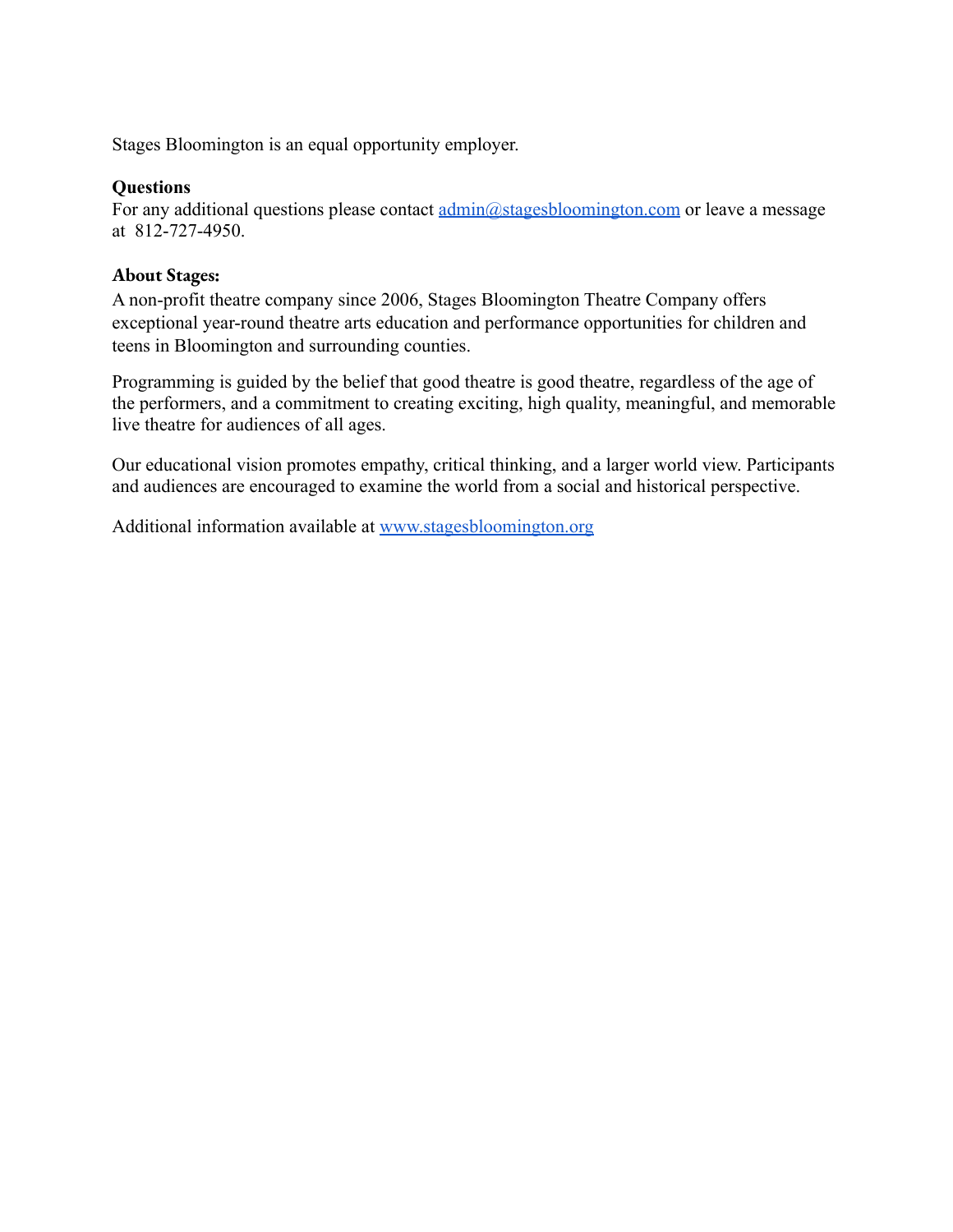Stages Bloomington is an equal opportunity employer.

**Questions**
For any additional questions please contact admin@stagesbloomington.com or leave a message at 812-727-4950.

**About Stages:**
A non-profit theatre company since 2006, Stages Bloomington Theatre Company offers exceptional year-round theatre arts education and performance opportunities for children and teens in Bloomington and surrounding counties.

Programming is guided by the belief that good theatre is good theatre, regardless of the age of the performers, and a commitment to creating exciting, high quality, meaningful, and memorable live theatre for audiences of all ages.

Our educational vision promotes empathy, critical thinking, and a larger world view. Participants and audiences are encouraged to examine the world from a social and historical perspective.

Additional information available at www.stagesbloomington.org